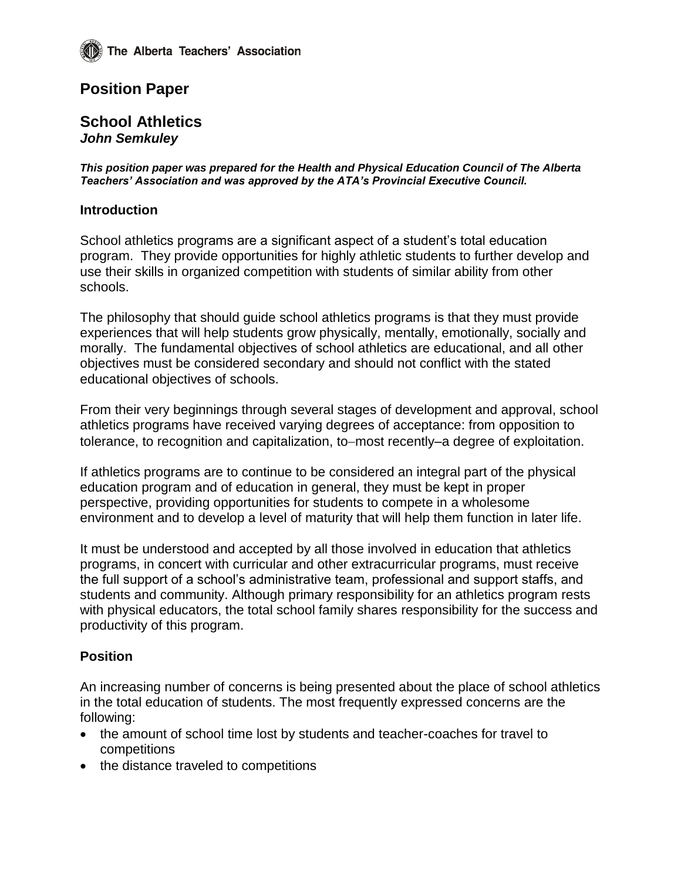The Alberta Teachers' Association

# Position Paper

## School Athletics

***John Semkuley***

***This position paper was prepared for the Health and Physical Education Council of The Alberta Teachers' Association and was approved by the ATA's Provincial Executive Council.***

### Introduction

School athletics programs are a significant aspect of a student's total education program. They provide opportunities for highly athletic students to further develop and use their skills in organized competition with students of similar ability from other schools.

The philosophy that should guide school athletics programs is that they must provide experiences that will help students grow physically, mentally, emotionally, socially and morally. The fundamental objectives of school athletics are educational, and all other objectives must be considered secondary and should not conflict with the stated educational objectives of schools.

From their very beginnings through several stages of development and approval, school athletics programs have received varying degrees of acceptance: from opposition to tolerance, to recognition and capitalization, to–most recently–a degree of exploitation.

If athletics programs are to continue to be considered an integral part of the physical education program and of education in general, they must be kept in proper perspective, providing opportunities for students to compete in a wholesome environment and to develop a level of maturity that will help them function in later life.

It must be understood and accepted by all those involved in education that athletics programs, in concert with curricular and other extracurricular programs, must receive the full support of a school's administrative team, professional and support staffs, and students and community. Although primary responsibility for an athletics program rests with physical educators, the total school family shares responsibility for the success and productivity of this program.

### Position

An increasing number of concerns is being presented about the place of school athletics in the total education of students. The most frequently expressed concerns are the following:

- the amount of school time lost by students and teacher-coaches for travel to competitions
- the distance traveled to competitions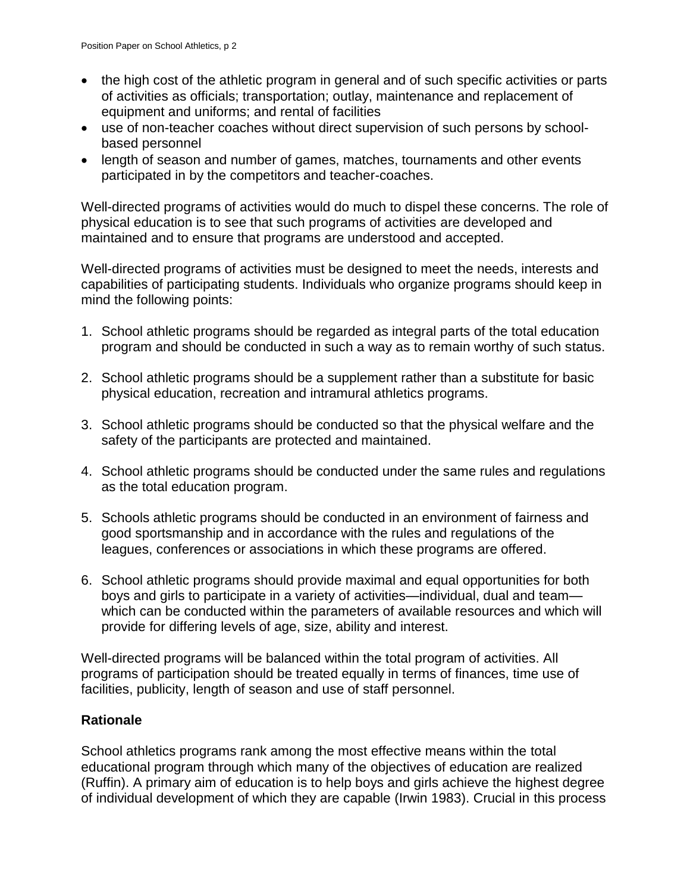- the high cost of the athletic program in general and of such specific activities or parts of activities as officials; transportation; outlay, maintenance and replacement of equipment and uniforms; and rental of facilities
- use of non-teacher coaches without direct supervision of such persons by school-based personnel
- length of season and number of games, matches, tournaments and other events participated in by the competitors and teacher-coaches.

Well-directed programs of activities would do much to dispel these concerns. The role of physical education is to see that such programs of activities are developed and maintained and to ensure that programs are understood and accepted.

Well-directed programs of activities must be designed to meet the needs, interests and capabilities of participating students. Individuals who organize programs should keep in mind the following points:

1. School athletic programs should be regarded as integral parts of the total education program and should be conducted in such a way as to remain worthy of such status.

2. School athletic programs should be a supplement rather than a substitute for basic physical education, recreation and intramural athletics programs.

3. School athletic programs should be conducted so that the physical welfare and the safety of the participants are protected and maintained.

4. School athletic programs should be conducted under the same rules and regulations as the total education program.

5. Schools athletic programs should be conducted in an environment of fairness and good sportsmanship and in accordance with the rules and regulations of the leagues, conferences or associations in which these programs are offered.

6. School athletic programs should provide maximal and equal opportunities for both boys and girls to participate in a variety of activities—individual, dual and team—which can be conducted within the parameters of available resources and which will provide for differing levels of age, size, ability and interest.

Well-directed programs will be balanced within the total program of activities. All programs of participation should be treated equally in terms of finances, time use of facilities, publicity, length of season and use of staff personnel.

**Rationale**

School athletics programs rank among the most effective means within the total educational program through which many of the objectives of education are realized (Ruffin). A primary aim of education is to help boys and girls achieve the highest degree of individual development of which they are capable (Irwin 1983). Crucial in this process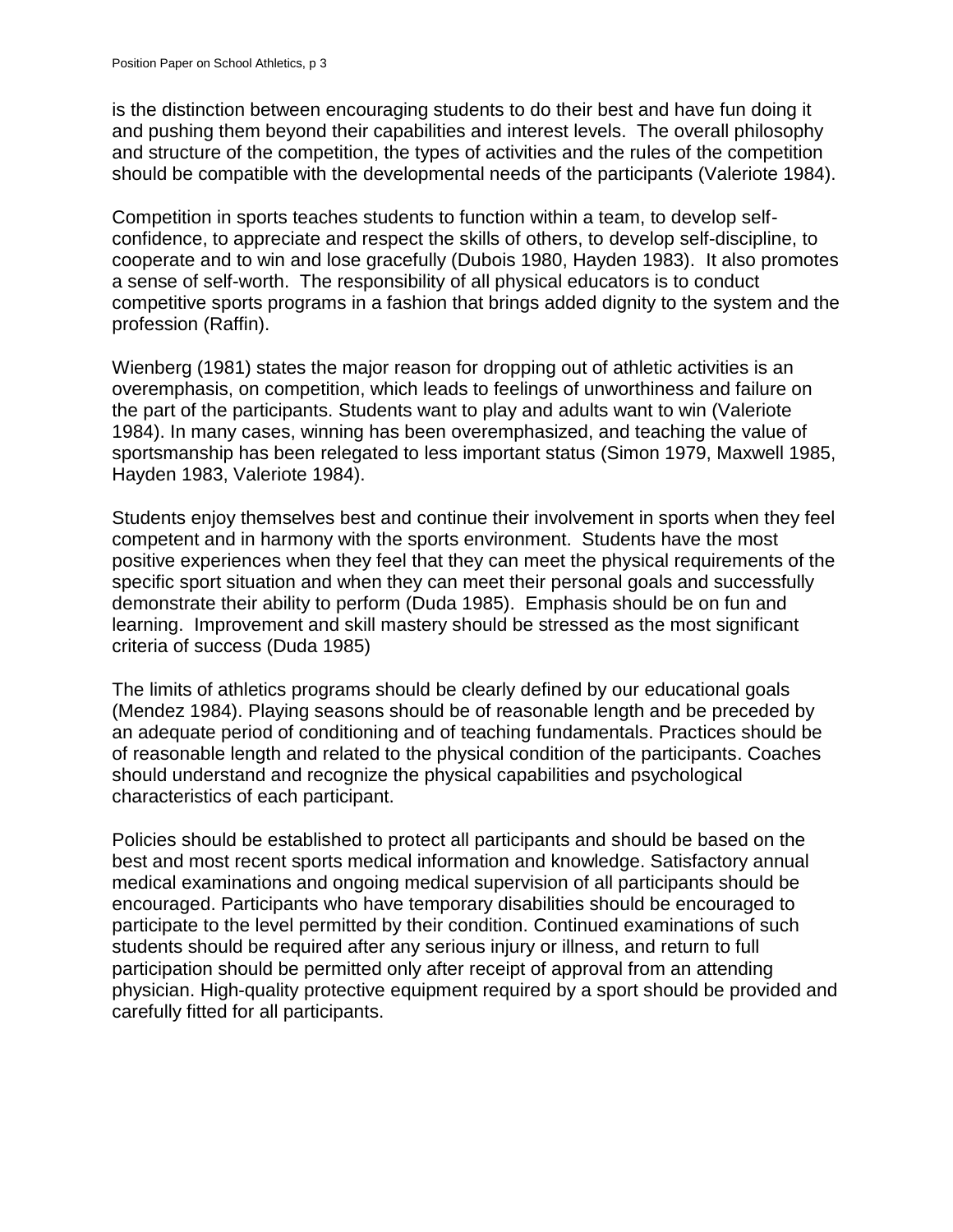is the distinction between encouraging students to do their best and have fun doing it and pushing them beyond their capabilities and interest levels. The overall philosophy and structure of the competition, the types of activities and the rules of the competition should be compatible with the developmental needs of the participants (Valeriote 1984).

Competition in sports teaches students to function within a team, to develop self-confidence, to appreciate and respect the skills of others, to develop self-discipline, to cooperate and to win and lose gracefully (Dubois 1980, Hayden 1983). It also promotes a sense of self-worth. The responsibility of all physical educators is to conduct competitive sports programs in a fashion that brings added dignity to the system and the profession (Raffin).

Wienberg (1981) states the major reason for dropping out of athletic activities is an overemphasis, on competition, which leads to feelings of unworthiness and failure on the part of the participants. Students want to play and adults want to win (Valeriote 1984). In many cases, winning has been overemphasized, and teaching the value of sportsmanship has been relegated to less important status (Simon 1979, Maxwell 1985, Hayden 1983, Valeriote 1984).

Students enjoy themselves best and continue their involvement in sports when they feel competent and in harmony with the sports environment. Students have the most positive experiences when they feel that they can meet the physical requirements of the specific sport situation and when they can meet their personal goals and successfully demonstrate their ability to perform (Duda 1985). Emphasis should be on fun and learning. Improvement and skill mastery should be stressed as the most significant criteria of success (Duda 1985)

The limits of athletics programs should be clearly defined by our educational goals (Mendez 1984). Playing seasons should be of reasonable length and be preceded by an adequate period of conditioning and of teaching fundamentals. Practices should be of reasonable length and related to the physical condition of the participants. Coaches should understand and recognize the physical capabilities and psychological characteristics of each participant.

Policies should be established to protect all participants and should be based on the best and most recent sports medical information and knowledge. Satisfactory annual medical examinations and ongoing medical supervision of all participants should be encouraged. Participants who have temporary disabilities should be encouraged to participate to the level permitted by their condition. Continued examinations of such students should be required after any serious injury or illness, and return to full participation should be permitted only after receipt of approval from an attending physician. High-quality protective equipment required by a sport should be provided and carefully fitted for all participants.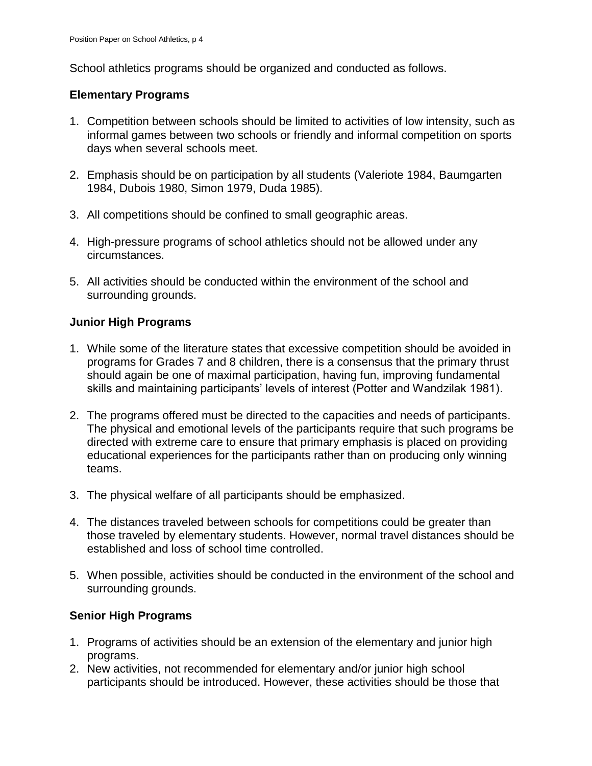School athletics programs should be organized and conducted as follows.

### Elementary Programs

1. Competition between schools should be limited to activities of low intensity, such as informal games between two schools or friendly and informal competition on sports days when several schools meet.

2. Emphasis should be on participation by all students (Valeriote 1984, Baumgarten 1984, Dubois 1980, Simon 1979, Duda 1985).

3. All competitions should be confined to small geographic areas.

4. High-pressure programs of school athletics should not be allowed under any circumstances.

5. All activities should be conducted within the environment of the school and surrounding grounds.

### Junior High Programs

1. While some of the literature states that excessive competition should be avoided in programs for Grades 7 and 8 children, there is a consensus that the primary thrust should again be one of maximal participation, having fun, improving fundamental skills and maintaining participants' levels of interest (Potter and Wandzilak 1981).

2. The programs offered must be directed to the capacities and needs of participants. The physical and emotional levels of the participants require that such programs be directed with extreme care to ensure that primary emphasis is placed on providing educational experiences for the participants rather than on producing only winning teams.

3. The physical welfare of all participants should be emphasized.

4. The distances traveled between schools for competitions could be greater than those traveled by elementary students. However, normal travel distances should be established and loss of school time controlled.

5. When possible, activities should be conducted in the environment of the school and surrounding grounds.

### Senior High Programs

1. Programs of activities should be an extension of the elementary and junior high programs.
2. New activities, not recommended for elementary and/or junior high school participants should be introduced. However, these activities should be those that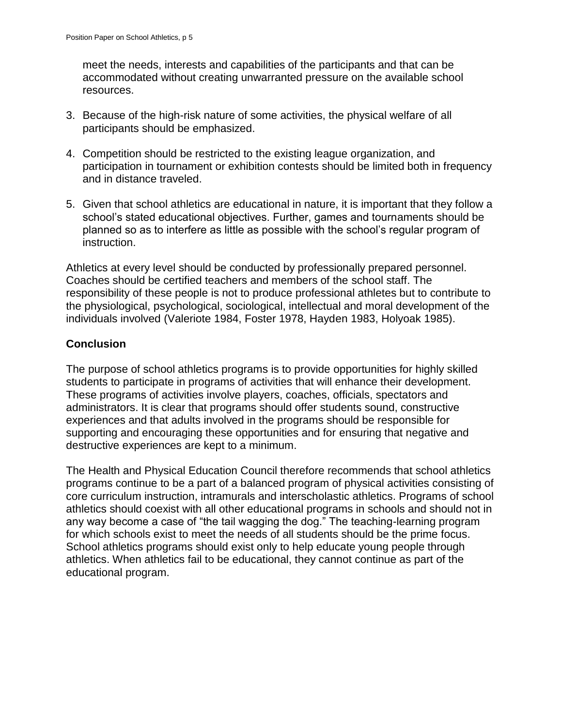meet the needs, interests and capabilities of the participants and that can be accommodated without creating unwarranted pressure on the available school resources.

3. Because of the high-risk nature of some activities, the physical welfare of all participants should be emphasized.

4. Competition should be restricted to the existing league organization, and participation in tournament or exhibition contests should be limited both in frequency and in distance traveled.

5. Given that school athletics are educational in nature, it is important that they follow a school's stated educational objectives. Further, games and tournaments should be planned so as to interfere as little as possible with the school's regular program of instruction.

Athletics at every level should be conducted by professionally prepared personnel. Coaches should be certified teachers and members of the school staff. The responsibility of these people is not to produce professional athletes but to contribute to the physiological, psychological, sociological, intellectual and moral development of the individuals involved (Valeriote 1984, Foster 1978, Hayden 1983, Holyoak 1985).

## Conclusion

The purpose of school athletics programs is to provide opportunities for highly skilled students to participate in programs of activities that will enhance their development. These programs of activities involve players, coaches, officials, spectators and administrators. It is clear that programs should offer students sound, constructive experiences and that adults involved in the programs should be responsible for supporting and encouraging these opportunities and for ensuring that negative and destructive experiences are kept to a minimum.

The Health and Physical Education Council therefore recommends that school athletics programs continue to be a part of a balanced program of physical activities consisting of core curriculum instruction, intramurals and interscholastic athletics. Programs of school athletics should coexist with all other educational programs in schools and should not in any way become a case of "the tail wagging the dog." The teaching-learning program for which schools exist to meet the needs of all students should be the prime focus. School athletics programs should exist only to help educate young people through athletics. When athletics fail to be educational, they cannot continue as part of the educational program.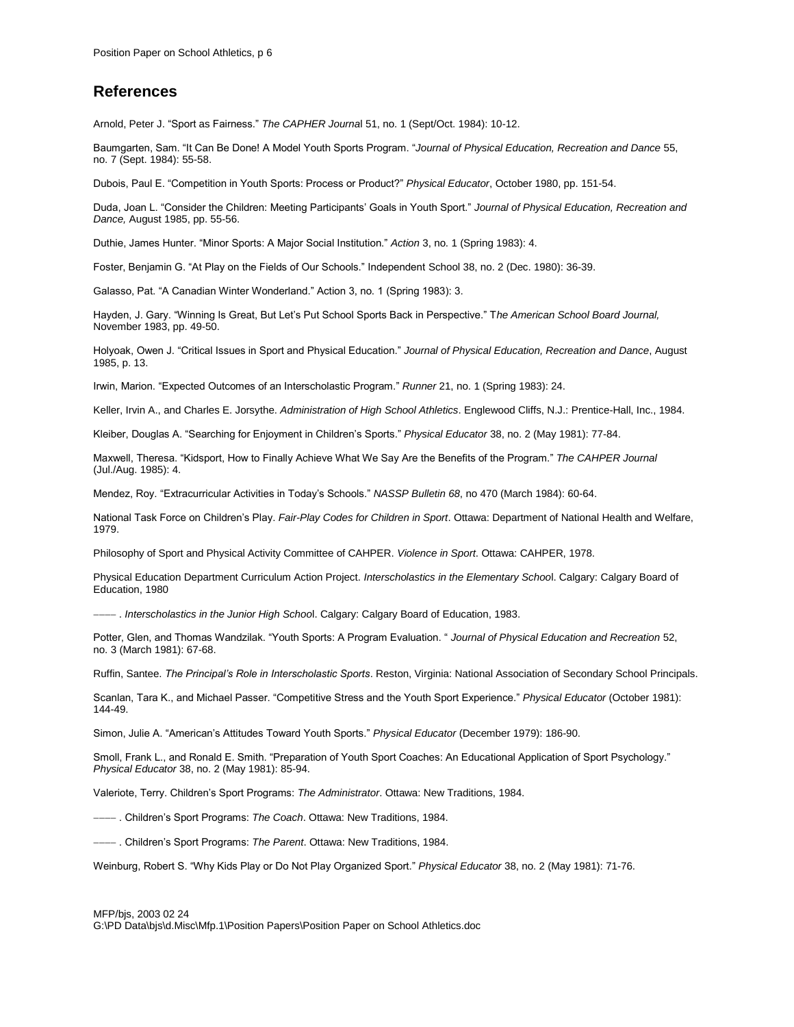## References

Arnold, Peter J. "Sport as Fairness." *The CAPHER Journal* 51, no. 1 (Sept/Oct. 1984): 10-12.

Baumgarten, Sam. "It Can Be Done! A Model Youth Sports Program. "*Journal of Physical Education, Recreation and Dance* 55, no. 7 (Sept. 1984): 55-58.

Dubois, Paul E. "Competition in Youth Sports: Process or Product?" *Physical Educator*, October 1980, pp. 151-54.

Duda, Joan L. "Consider the Children: Meeting Participants' Goals in Youth Sport." *Journal of Physical Education, Recreation and Dance,* August 1985, pp. 55-56.

Duthie, James Hunter. "Minor Sports: A Major Social Institution." *Action* 3, no. 1 (Spring 1983): 4.

Foster, Benjamin G. "At Play on the Fields of Our Schools." Independent School 38, no. 2 (Dec. 1980): 36-39.

Galasso, Pat. "A Canadian Winter Wonderland." Action 3, no. 1 (Spring 1983): 3.

Hayden, J. Gary. "Winning Is Great, But Let's Put School Sports Back in Perspective." T*he American School Board Journal,* November 1983, pp. 49-50.

Holyoak, Owen J. "Critical Issues in Sport and Physical Education." *Journal of Physical Education, Recreation and Dance*, August 1985, p. 13.

Irwin, Marion. "Expected Outcomes of an Interscholastic Program." *Runner* 21, no. 1 (Spring 1983): 24.

Keller, Irvin A., and Charles E. Jorsythe. *Administration of High School Athletics*. Englewood Cliffs, N.J.: Prentice-Hall, Inc., 1984.

Kleiber, Douglas A. "Searching for Enjoyment in Children's Sports." *Physical Educator* 38, no. 2 (May 1981): 77-84.

Maxwell, Theresa. "Kidsport, How to Finally Achieve What We Say Are the Benefits of the Program." *The CAHPER Journal* (Jul./Aug. 1985): 4.

Mendez, Roy. "Extracurricular Activities in Today's Schools." *NASSP Bulletin 68*, no 470 (March 1984): 60-64.

National Task Force on Children's Play. *Fair-Play Codes for Children in Sport*. Ottawa: Department of National Health and Welfare, 1979.

Philosophy of Sport and Physical Activity Committee of CAHPER. *Violence in Sport*. Ottawa: CAHPER, 1978.

Physical Education Department Curriculum Action Project. *Interscholastics in the Elementary Schoo*l. Calgary: Calgary Board of Education, 1980

——— . *Interscholastics in the Junior High Schoo*l. Calgary: Calgary Board of Education, 1983.

Potter, Glen, and Thomas Wandzilak. "Youth Sports: A Program Evaluation. " *Journal of Physical Education and Recreation* 52, no. 3 (March 1981): 67-68.

Ruffin, Santee. *The Principal's Role in Interscholastic Sports*. Reston, Virginia: National Association of Secondary School Principals.

Scanlan, Tara K., and Michael Passer. "Competitive Stress and the Youth Sport Experience." *Physical Educator* (October 1981): 144-49.

Simon, Julie A. "American's Attitudes Toward Youth Sports." *Physical Educator* (December 1979): 186-90.

Smoll, Frank L., and Ronald E. Smith. "Preparation of Youth Sport Coaches: An Educational Application of Sport Psychology." *Physical Educator* 38, no. 2 (May 1981): 85-94.

Valeriote, Terry. Children's Sport Programs: *The Administrator*. Ottawa: New Traditions, 1984.

——— . Children's Sport Programs: *The Coach*. Ottawa: New Traditions, 1984.

——— . Children's Sport Programs: *The Parent*. Ottawa: New Traditions, 1984.

Weinburg, Robert S. "Why Kids Play or Do Not Play Organized Sport." *Physical Educator* 38, no. 2 (May 1981): 71-76.

MFP/bjs, 2003 02 24
G:\PD Data\bjs\d.Misc\Mfp.1\Position Papers\Position Paper on School Athletics.doc